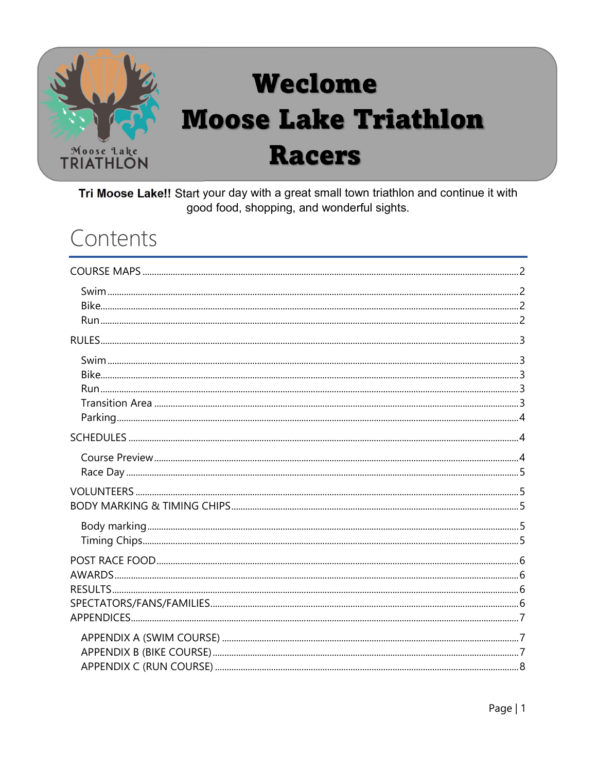# Weclome Moose Lake Triathlon Racers

**Tri Moose Lake!!** Start your day with a great small town triathlon and continue it with good food, shopping, and wonderful sights.

## Contents

- COURSE MAPS ..... 2
  - Swim ..... 2
  - Bike ..... 2
  - Run ..... 2
- RULES ..... 3
  - Swim ..... 3
  - Bike ..... 3
  - Run ..... 3
  - Transition Area ..... 3
  - Parking ..... 4
- SCHEDULES ..... 4
  - Course Preview ..... 4
  - Race Day ..... 5
- VOLUNTEERS ..... 5
- BODY MARKING & TIMING CHIPS ..... 5
  - Body marking ..... 5
  - Timing Chips ..... 5
- POST RACE FOOD ..... 6
- AWARDS ..... 6
- RESULTS ..... 6
- SPECTATORS/FANS/FAMILIES ..... 6
- APPENDICES ..... 7
  - APPENDIX A (SWIM COURSE) ..... 7
  - APPENDIX B (BIKE COURSE) ..... 7
  - APPENDIX C (RUN COURSE) ..... 8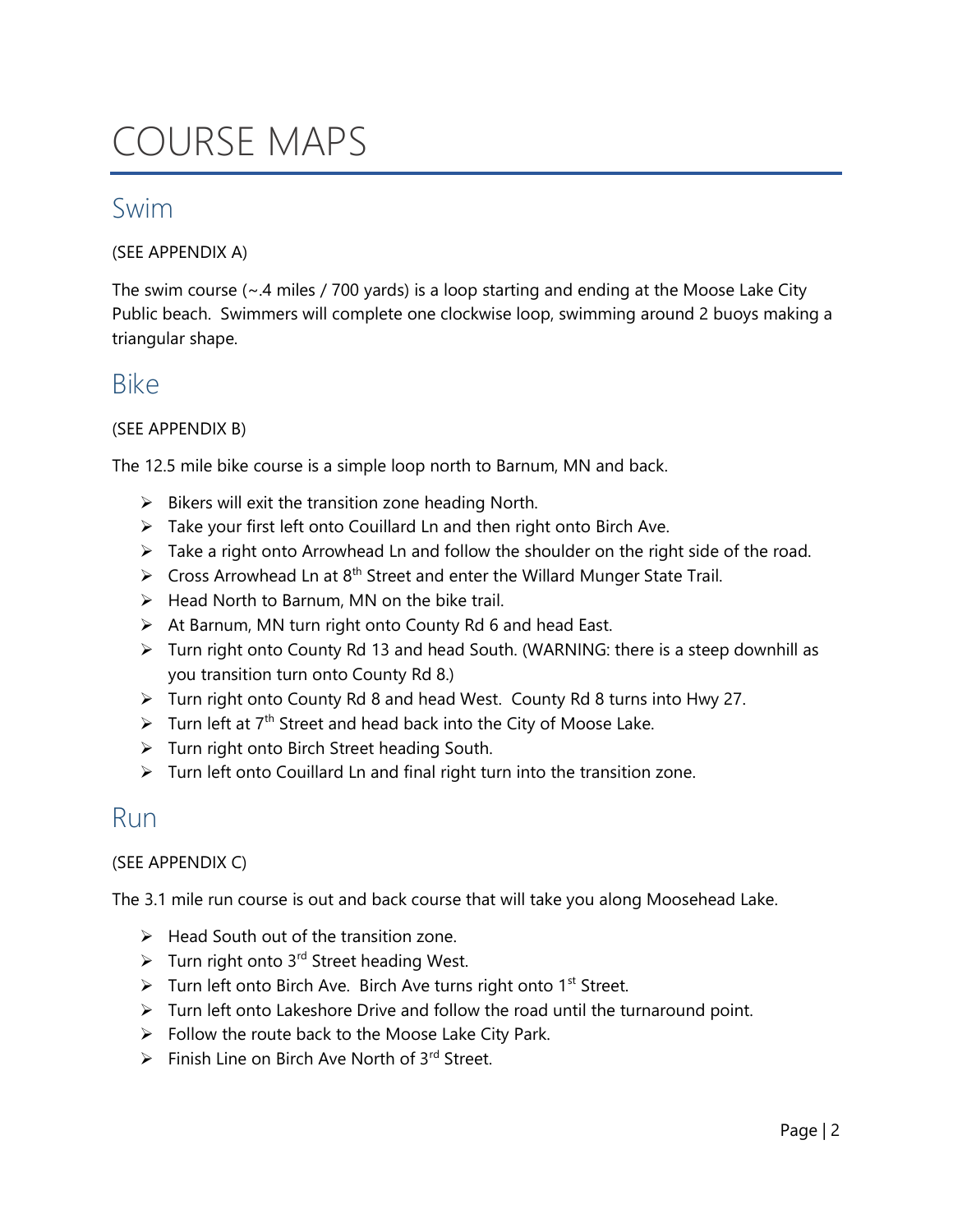# COURSE MAPS

## Swim

(SEE APPENDIX A)

The swim course (~.4 miles / 700 yards) is a loop starting and ending at the Moose Lake City Public beach. Swimmers will complete one clockwise loop, swimming around 2 buoys making a triangular shape.

## Bike

(SEE APPENDIX B)

The 12.5 mile bike course is a simple loop north to Barnum, MN and back.

- Bikers will exit the transition zone heading North.
- Take your first left onto Couillard Ln and then right onto Birch Ave.
- Take a right onto Arrowhead Ln and follow the shoulder on the right side of the road.
- Cross Arrowhead Ln at 8th Street and enter the Willard Munger State Trail.
- Head North to Barnum, MN on the bike trail.
- At Barnum, MN turn right onto County Rd 6 and head East.
- Turn right onto County Rd 13 and head South. (WARNING: there is a steep downhill as you transition turn onto County Rd 8.)
- Turn right onto County Rd 8 and head West. County Rd 8 turns into Hwy 27.
- Turn left at 7th Street and head back into the City of Moose Lake.
- Turn right onto Birch Street heading South.
- Turn left onto Couillard Ln and final right turn into the transition zone.

## Run

(SEE APPENDIX C)

The 3.1 mile run course is out and back course that will take you along Moosehead Lake.

- Head South out of the transition zone.
- Turn right onto 3rd Street heading West.
- Turn left onto Birch Ave. Birch Ave turns right onto 1st Street.
- Turn left onto Lakeshore Drive and follow the road until the turnaround point.
- Follow the route back to the Moose Lake City Park.
- Finish Line on Birch Ave North of 3rd Street.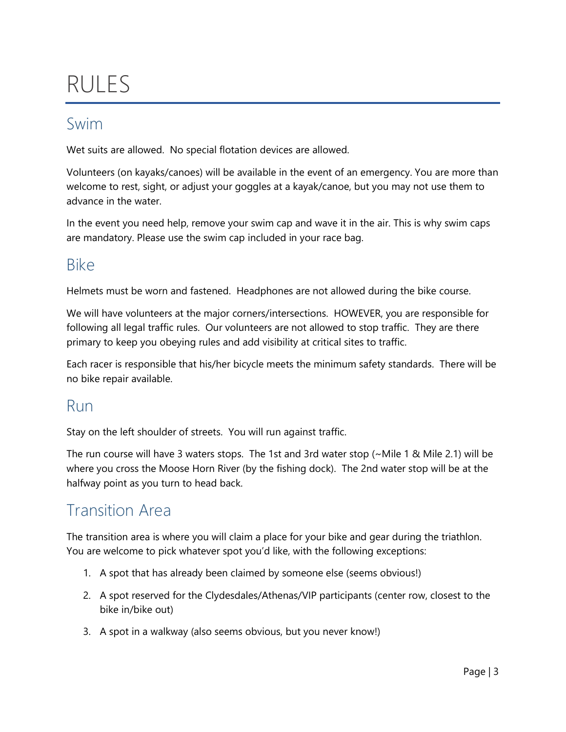# RULES

## Swim

Wet suits are allowed. No special flotation devices are allowed.

Volunteers (on kayaks/canoes) will be available in the event of an emergency. You are more than welcome to rest, sight, or adjust your goggles at a kayak/canoe, but you may not use them to advance in the water.

In the event you need help, remove your swim cap and wave it in the air. This is why swim caps are mandatory. Please use the swim cap included in your race bag.

## Bike

Helmets must be worn and fastened. Headphones are not allowed during the bike course.

We will have volunteers at the major corners/intersections. HOWEVER, you are responsible for following all legal traffic rules. Our volunteers are not allowed to stop traffic. They are there primary to keep you obeying rules and add visibility at critical sites to traffic.

Each racer is responsible that his/her bicycle meets the minimum safety standards. There will be no bike repair available.

## Run

Stay on the left shoulder of streets. You will run against traffic.

The run course will have 3 waters stops. The 1st and 3rd water stop (~Mile 1 & Mile 2.1) will be where you cross the Moose Horn River (by the fishing dock). The 2nd water stop will be at the halfway point as you turn to head back.

## Transition Area

The transition area is where you will claim a place for your bike and gear during the triathlon. You are welcome to pick whatever spot you'd like, with the following exceptions:

1. A spot that has already been claimed by someone else (seems obvious!)
2. A spot reserved for the Clydesdales/Athenas/VIP participants (center row, closest to the bike in/bike out)
3. A spot in a walkway (also seems obvious, but you never know!)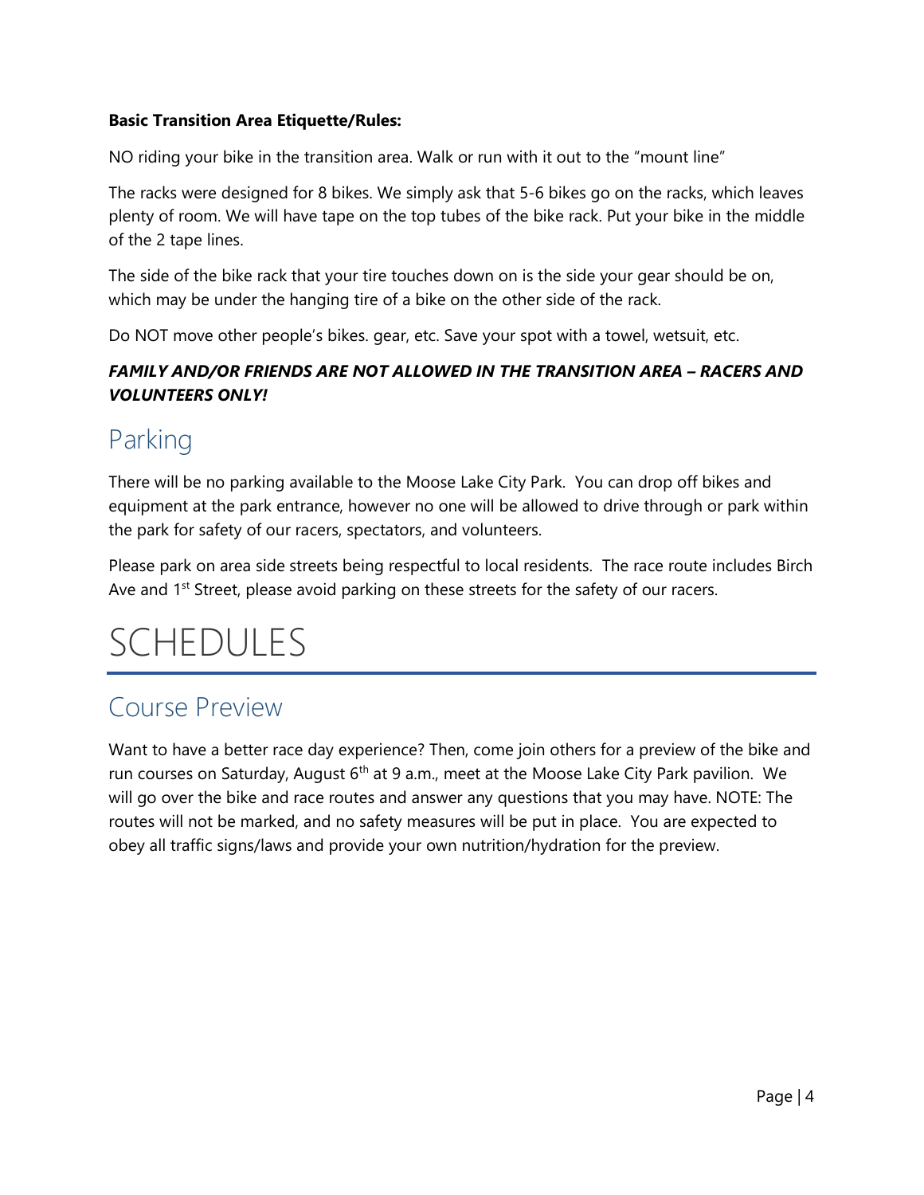**Basic Transition Area Etiquette/Rules:**

NO riding your bike in the transition area. Walk or run with it out to the "mount line"

The racks were designed for 8 bikes. We simply ask that 5-6 bikes go on the racks, which leaves plenty of room. We will have tape on the top tubes of the bike rack. Put your bike in the middle of the 2 tape lines.

The side of the bike rack that your tire touches down on is the side your gear should be on, which may be under the hanging tire of a bike on the other side of the rack.

Do NOT move other people's bikes. gear, etc. Save your spot with a towel, wetsuit, etc.

***FAMILY AND/OR FRIENDS ARE NOT ALLOWED IN THE TRANSITION AREA – RACERS AND VOLUNTEERS ONLY!***

## Parking

There will be no parking available to the Moose Lake City Park. You can drop off bikes and equipment at the park entrance, however no one will be allowed to drive through or park within the park for safety of our racers, spectators, and volunteers.

Please park on area side streets being respectful to local residents. The race route includes Birch Ave and 1st Street, please avoid parking on these streets for the safety of our racers.

# SCHEDULES

## Course Preview

Want to have a better race day experience? Then, come join others for a preview of the bike and run courses on Saturday, August 6th at 9 a.m., meet at the Moose Lake City Park pavilion. We will go over the bike and race routes and answer any questions that you may have. NOTE: The routes will not be marked, and no safety measures will be put in place. You are expected to obey all traffic signs/laws and provide your own nutrition/hydration for the preview.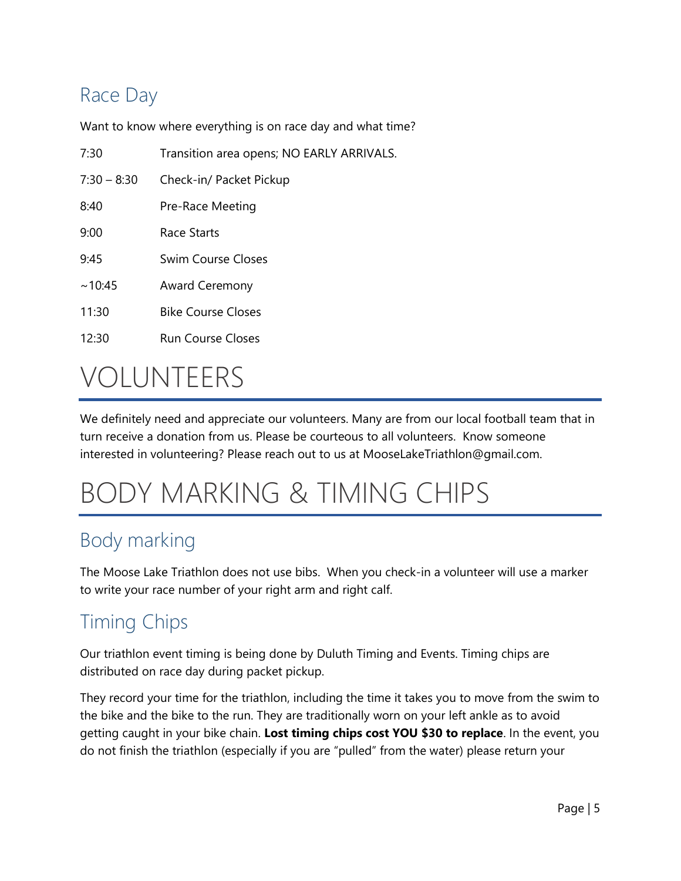## Race Day

Want to know where everything is on race day and what time?

| | |
|---|---|
| 7:30 | Transition area opens; NO EARLY ARRIVALS. |
| 7:30 – 8:30 | Check-in/ Packet Pickup |
| 8:40 | Pre-Race Meeting |
| 9:00 | Race Starts |
| 9:45 | Swim Course Closes |
| ~10:45 | Award Ceremony |
| 11:30 | Bike Course Closes |
| 12:30 | Run Course Closes |

# VOLUNTEERS

We definitely need and appreciate our volunteers. Many are from our local football team that in turn receive a donation from us. Please be courteous to all volunteers. Know someone interested in volunteering? Please reach out to us at MooseLakeTriathlon@gmail.com.

# BODY MARKING & TIMING CHIPS

## Body marking

The Moose Lake Triathlon does not use bibs. When you check-in a volunteer will use a marker to write your race number of your right arm and right calf.

## Timing Chips

Our triathlon event timing is being done by Duluth Timing and Events. Timing chips are distributed on race day during packet pickup.

They record your time for the triathlon, including the time it takes you to move from the swim to the bike and the bike to the run. They are traditionally worn on your left ankle as to avoid getting caught in your bike chain. **Lost timing chips cost YOU $30 to replace**. In the event, you do not finish the triathlon (especially if you are "pulled" from the water) please return your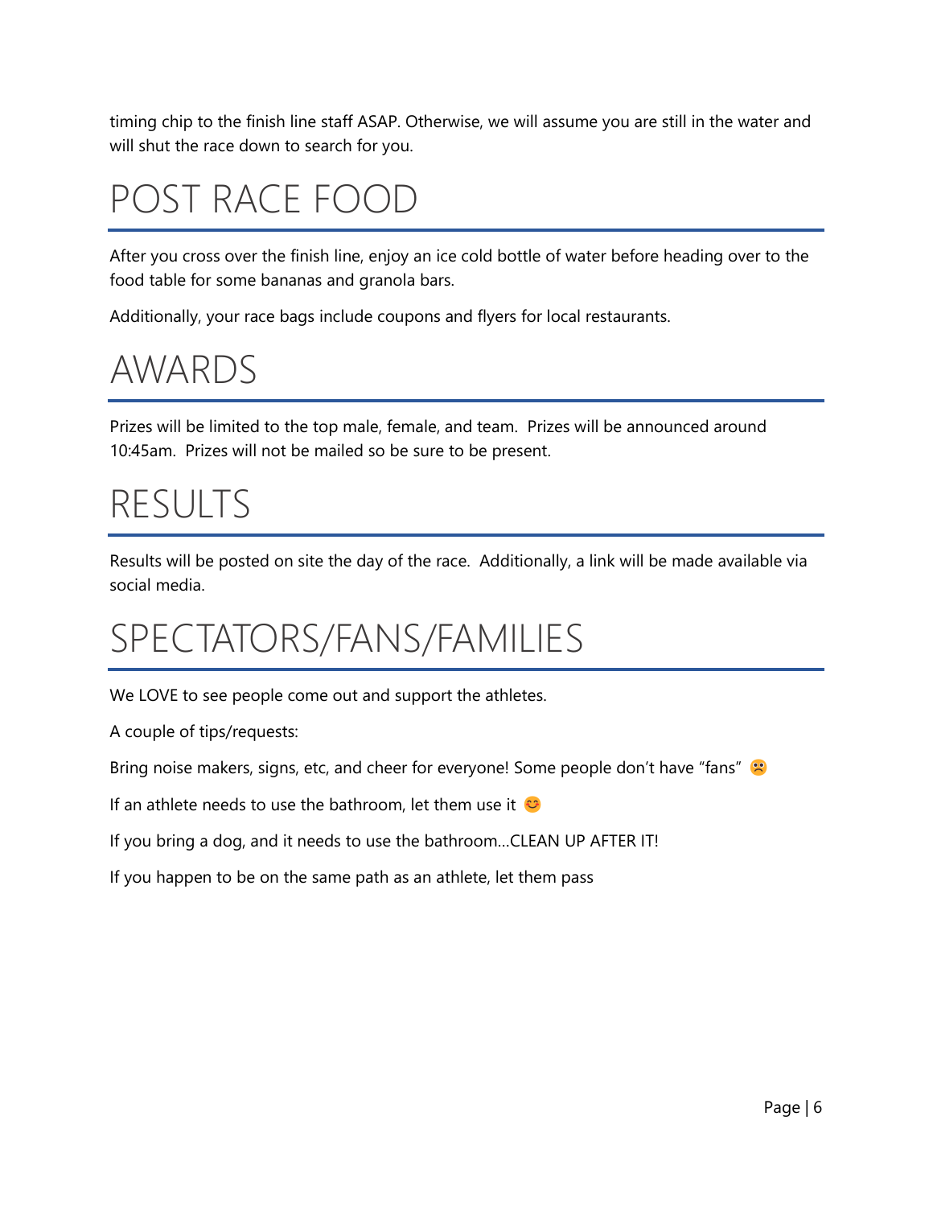timing chip to the finish line staff ASAP. Otherwise, we will assume you are still in the water and will shut the race down to search for you.

# POST RACE FOOD

After you cross over the finish line, enjoy an ice cold bottle of water before heading over to the food table for some bananas and granola bars.

Additionally, your race bags include coupons and flyers for local restaurants.

# AWARDS

Prizes will be limited to the top male, female, and team. Prizes will be announced around 10:45am. Prizes will not be mailed so be sure to be present.

# RESULTS

Results will be posted on site the day of the race. Additionally, a link will be made available via social media.

# SPECTATORS/FANS/FAMILIES

We LOVE to see people come out and support the athletes.

A couple of tips/requests:

Bring noise makers, signs, etc, and cheer for everyone! Some people don't have "fans" 🙁

If an athlete needs to use the bathroom, let them use it 😊

If you bring a dog, and it needs to use the bathroom…CLEAN UP AFTER IT!

If you happen to be on the same path as an athlete, let them pass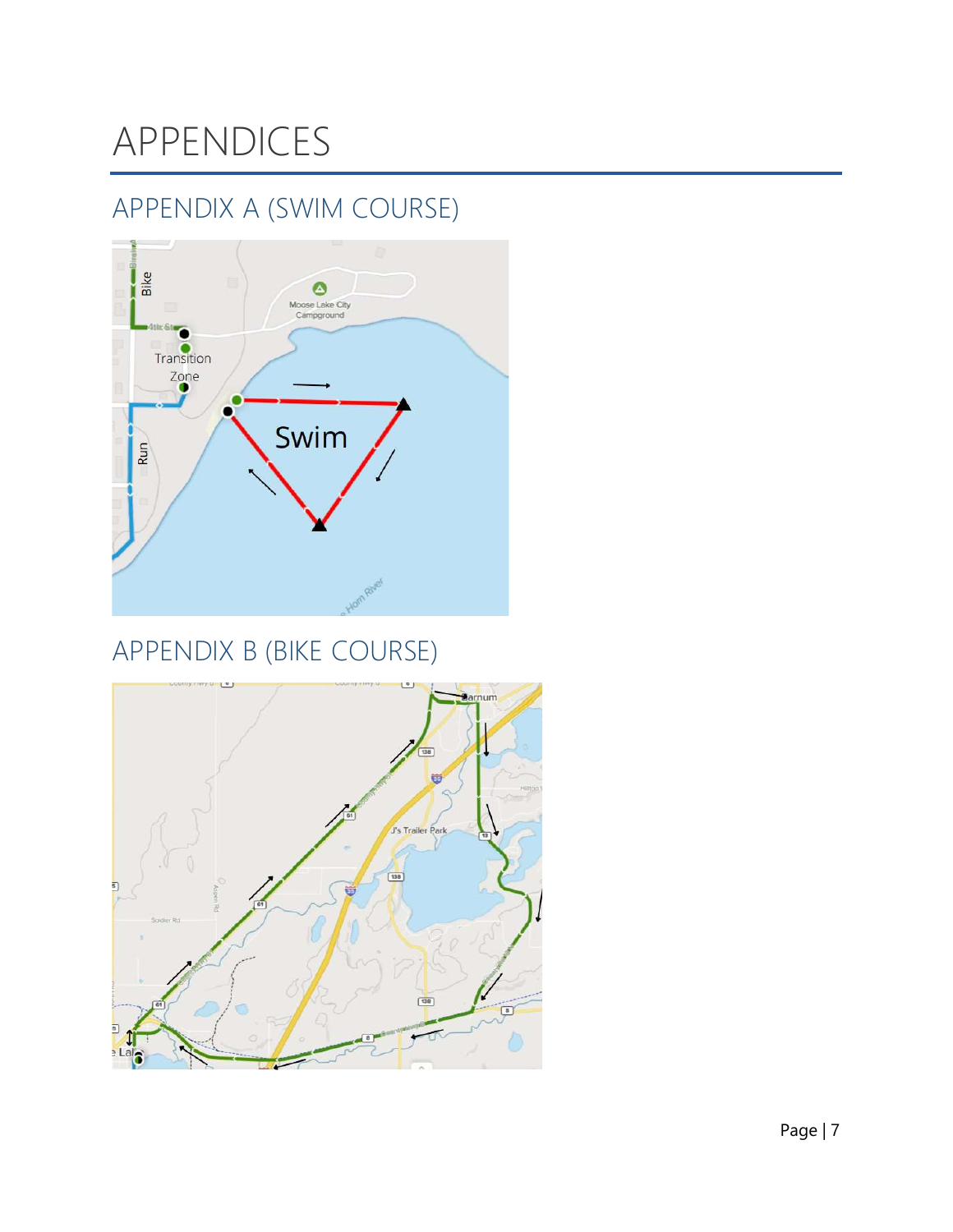# APPENDICES

## APPENDIX A (SWIM COURSE)

## APPENDIX B (BIKE COURSE)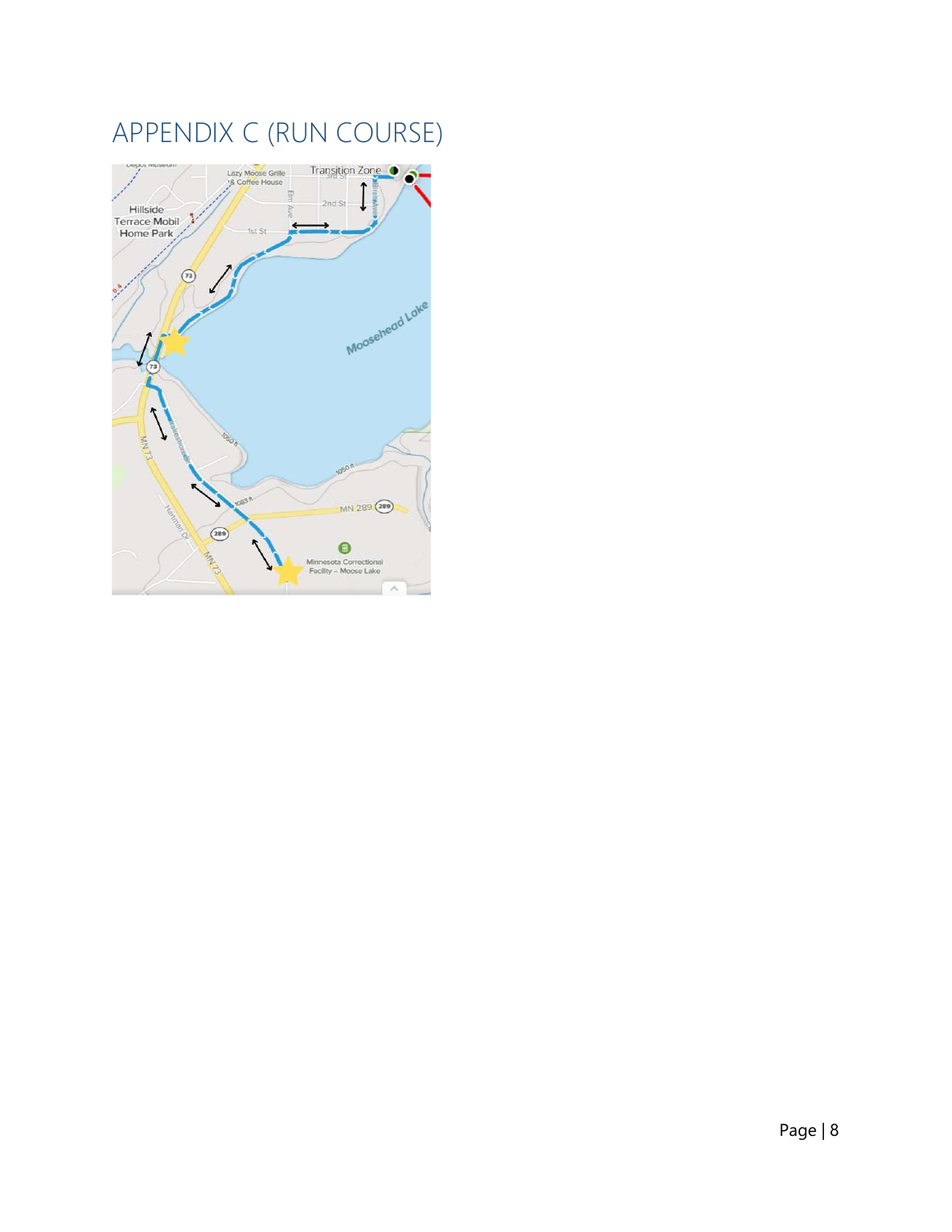# APPENDIX C (RUN COURSE)

Transition Zone

Lazy Moose Grille & Coffee House

Hillside Terrace Mobil Home Park

Elm Ave

2nd St

1st St

73

Moosehead Lake

1050 ft

MN 73

1063 ft

MN 289

289

Harmon Dr

Minnesota Correctional Facility – Moose Lake